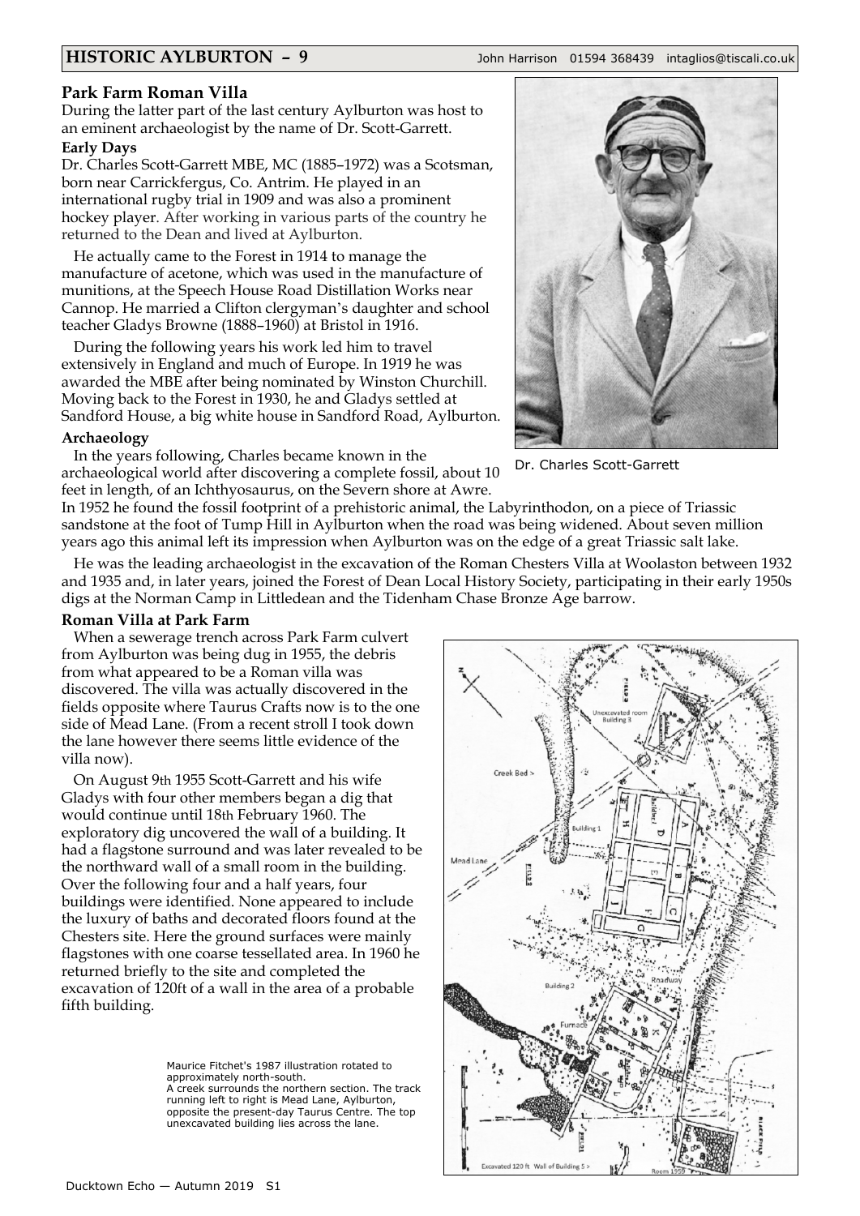# HISTORIC AYLBURTON – 9

John Harrison 01594 368439 intaglios@tiscali.co.uk

## Park Farm Roman Villa

During the latter part of the last century Aylburton was host to an eminent archaeologist by the name of Dr. Scott-Garrett.

### Early Days

Dr. Charles Scott-Garrett MBE, MC (1885–1972) was a Scotsman, born near Carrickfergus, Co. Antrim. He played in an international rugby trial in 1909 and was also a prominent hockey player. After working in various parts of the country he returned to the Dean and lived at Aylburton.

He actually came to the Forest in 1914 to manage the manufacture of acetone, which was used in the manufacture of munitions, at the Speech House Road Distillation Works near Cannop. He married a Clifton clergyman's daughter and school teacher Gladys Browne (1888–1960) at Bristol in 1916.

During the following years his work led him to travel extensively in England and much of Europe. In 1919 he was awarded the MBE after being nominated by Winston Churchill. Moving back to the Forest in 1930, he and Gladys settled at Sandford House, a big white house in Sandford Road, Aylburton.

Dr. Charles Scott-Garrett

### Archaeology

In the years following, Charles became known in the archaeological world after discovering a complete fossil, about 10 feet in length, of an Ichthyosaurus, on the Severn shore at Awre. In 1952 he found the fossil footprint of a prehistoric animal, the Labyrinthodon, on a piece of Triassic sandstone at the foot of Tump Hill in Aylburton when the road was being widened. About seven million years ago this animal left its impression when Aylburton was on the edge of a great Triassic salt lake.

He was the leading archaeologist in the excavation of the Roman Chesters Villa at Woolaston between 1932 and 1935 and, in later years, joined the Forest of Dean Local History Society, participating in their early 1950s digs at the Norman Camp in Littledean and the Tidenham Chase Bronze Age barrow.

### Roman Villa at Park Farm

When a sewerage trench across Park Farm culvert from Aylburton was being dug in 1955, the debris from what appeared to be a Roman villa was discovered. The villa was actually discovered in the fields opposite where Taurus Crafts now is to the one side of Mead Lane. (From a recent stroll I took down the lane however there seems little evidence of the villa now).

On August 9th 1955 Scott-Garrett and his wife Gladys with four other members began a dig that would continue until 18th February 1960. The exploratory dig uncovered the wall of a building. It had a flagstone surround and was later revealed to be the northward wall of a small room in the building. Over the following four and a half years, four buildings were identified. None appeared to include the luxury of baths and decorated floors found at the Chesters site. Here the ground surfaces were mainly flagstones with one coarse tessellated area. In 1960 he returned briefly to the site and completed the excavation of 120ft of a wall in the area of a probable fifth building.

Maurice Fitchet's 1987 illustration rotated to approximately north-south.
A creek surrounds the northern section. The track running left to right is Mead Lane, Aylburton, opposite the present-day Taurus Centre. The top unexcavated building lies across the lane.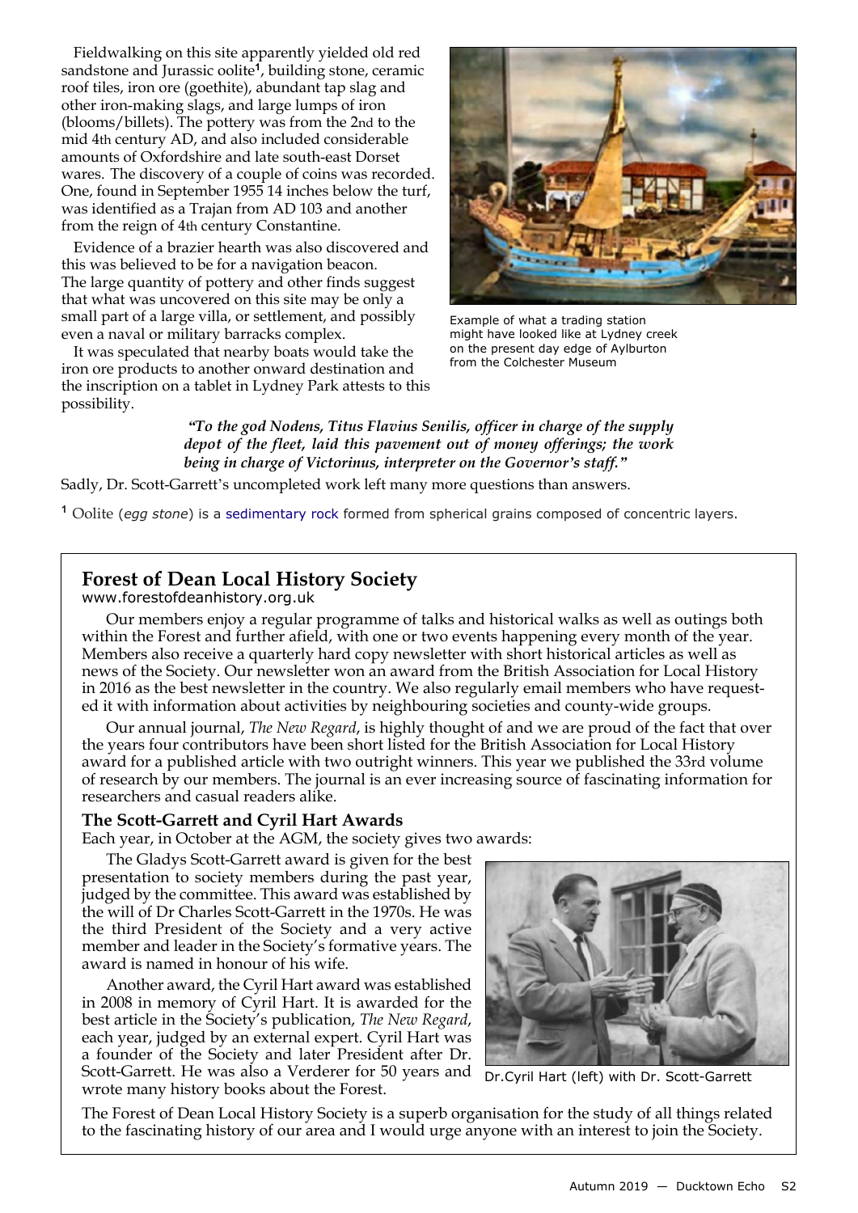Fieldwalking on this site apparently yielded old red sandstone and Jurassic oolite[1], building stone, ceramic roof tiles, iron ore (goethite), abundant tap slag and other iron-making slags, and large lumps of iron (blooms/billets). The pottery was from the 2nd to the mid 4th century AD, and also included considerable amounts of Oxfordshire and late south-east Dorset wares. The discovery of a couple of coins was recorded. One, found in September 1955 14 inches below the turf, was identified as a Trajan from AD 103 and another from the reign of 4th century Constantine.

Evidence of a brazier hearth was also discovered and this was believed to be for a navigation beacon. The large quantity of pottery and other finds suggest that what was uncovered on this site may be only a small part of a large villa, or settlement, and possibly even a naval or military barracks complex.

It was speculated that nearby boats would take the iron ore products to another onward destination and the inscription on a tablet in Lydney Park attests to this possibility.

Example of what a trading station might have looked like at Lydney creek on the present day edge of Aylburton from the Colchester Museum

> ***"To the god Nodens, Titus Flavius Senilis, officer in charge of the supply depot of the fleet, laid this pavement out of money offerings; the work being in charge of Victorinus, interpreter on the Governor's staff."***

Sadly, Dr. Scott-Garrett's uncompleted work left many more questions than answers.

[1] Oolite (*egg stone*) is a sedimentary rock formed from spherical grains composed of concentric layers.

## Forest of Dean Local History Society

www.forestofdeanhistory.org.uk

Our members enjoy a regular programme of talks and historical walks as well as outings both within the Forest and further afield, with one or two events happening every month of the year. Members also receive a quarterly hard copy newsletter with short historical articles as well as news of the Society. Our newsletter won an award from the British Association for Local History in 2016 as the best newsletter in the country. We also regularly email members who have requested it with information about activities by neighbouring societies and county-wide groups.

Our annual journal, *The New Regard*, is highly thought of and we are proud of the fact that over the years four contributors have been short listed for the British Association for Local History award for a published article with two outright winners. This year we published the 33rd volume of research by our members. The journal is an ever increasing source of fascinating information for researchers and casual readers alike.

### The Scott-Garrett and Cyril Hart Awards

Each year, in October at the AGM, the society gives two awards:

The Gladys Scott-Garrett award is given for the best presentation to society members during the past year, judged by the committee. This award was established by the will of Dr Charles Scott-Garrett in the 1970s. He was the third President of the Society and a very active member and leader in the Society's formative years. The award is named in honour of his wife.

Another award, the Cyril Hart award was established in 2008 in memory of Cyril Hart. It is awarded for the best article in the Society's publication, *The New Regard*, each year, judged by an external expert. Cyril Hart was a founder of the Society and later President after Dr. Scott-Garrett. He was also a Verderer for 50 years and wrote many history books about the Forest.

Dr.Cyril Hart (left) with Dr. Scott-Garrett

The Forest of Dean Local History Society is a superb organisation for the study of all things related to the fascinating history of our area and I would urge anyone with an interest to join the Society.